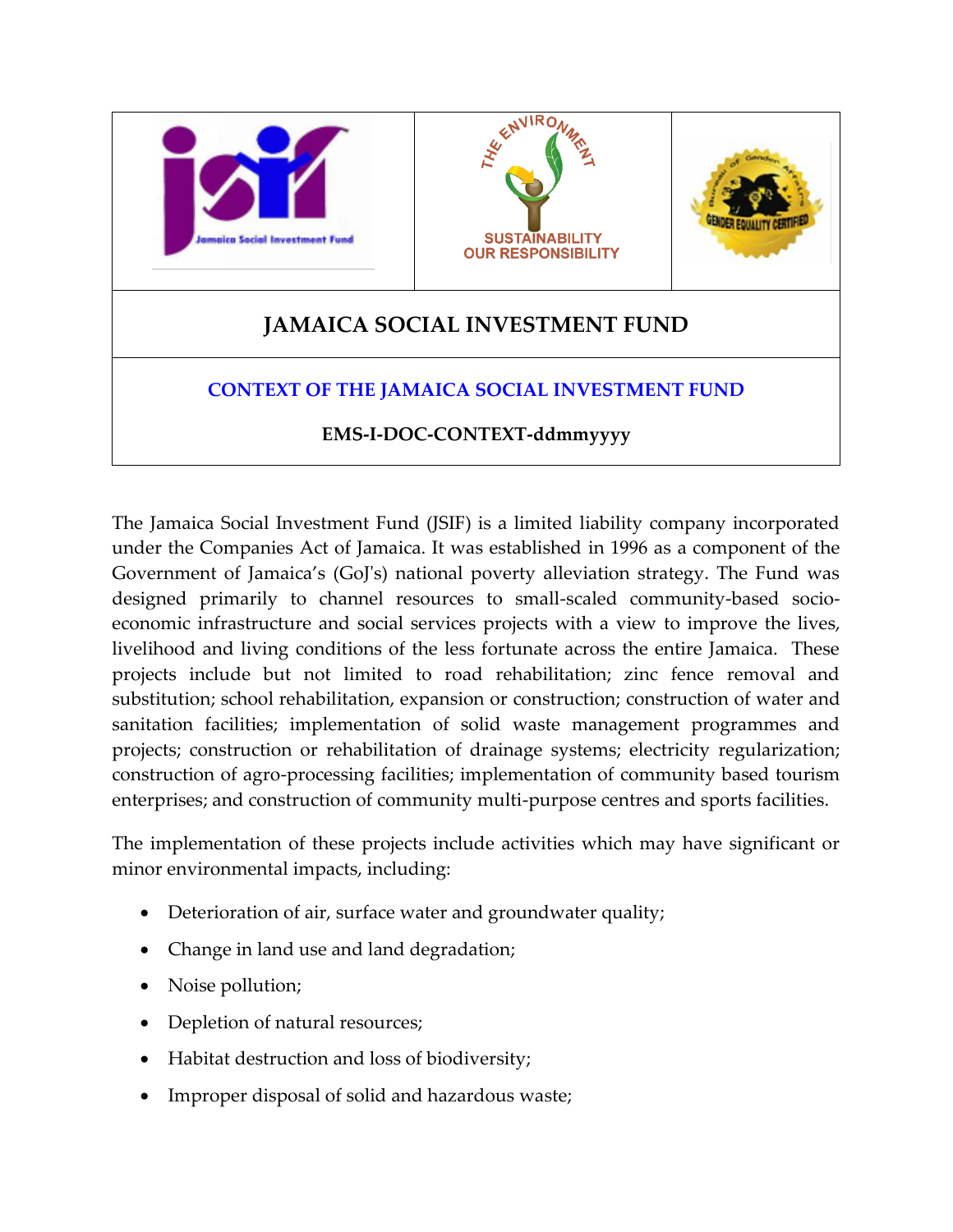# JAMAICA SOCIAL INVESTMENT FUND

## CONTEXT OF THE JAMAICA SOCIAL INVESTMENT FUND

**EMS-I-DOC-CONTEXT-ddmmyyyy**

The Jamaica Social Investment Fund (JSIF) is a limited liability company incorporated under the Companies Act of Jamaica. It was established in 1996 as a component of the Government of Jamaica's (GoJ's) national poverty alleviation strategy. The Fund was designed primarily to channel resources to small-scaled community-based socio-economic infrastructure and social services projects with a view to improve the lives, livelihood and living conditions of the less fortunate across the entire Jamaica. These projects include but not limited to road rehabilitation; zinc fence removal and substitution; school rehabilitation, expansion or construction; construction of water and sanitation facilities; implementation of solid waste management programmes and projects; construction or rehabilitation of drainage systems; electricity regularization; construction of agro-processing facilities; implementation of community based tourism enterprises; and construction of community multi-purpose centres and sports facilities.

The implementation of these projects include activities which may have significant or minor environmental impacts, including:

- Deterioration of air, surface water and groundwater quality;
- Change in land use and land degradation;
- Noise pollution;
- Depletion of natural resources;
- Habitat destruction and loss of biodiversity;
- Improper disposal of solid and hazardous waste;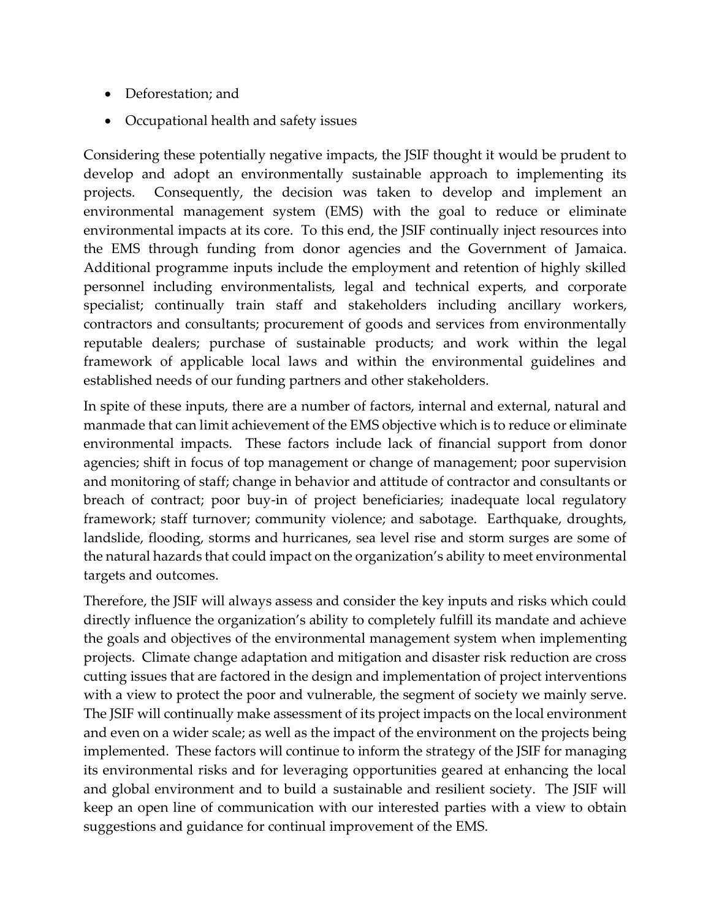- Deforestation; and
- Occupational health and safety issues

Considering these potentially negative impacts, the JSIF thought it would be prudent to develop and adopt an environmentally sustainable approach to implementing its projects. Consequently, the decision was taken to develop and implement an environmental management system (EMS) with the goal to reduce or eliminate environmental impacts at its core. To this end, the JSIF continually inject resources into the EMS through funding from donor agencies and the Government of Jamaica. Additional programme inputs include the employment and retention of highly skilled personnel including environmentalists, legal and technical experts, and corporate specialist; continually train staff and stakeholders including ancillary workers, contractors and consultants; procurement of goods and services from environmentally reputable dealers; purchase of sustainable products; and work within the legal framework of applicable local laws and within the environmental guidelines and established needs of our funding partners and other stakeholders.

In spite of these inputs, there are a number of factors, internal and external, natural and manmade that can limit achievement of the EMS objective which is to reduce or eliminate environmental impacts. These factors include lack of financial support from donor agencies; shift in focus of top management or change of management; poor supervision and monitoring of staff; change in behavior and attitude of contractor and consultants or breach of contract; poor buy-in of project beneficiaries; inadequate local regulatory framework; staff turnover; community violence; and sabotage. Earthquake, droughts, landslide, flooding, storms and hurricanes, sea level rise and storm surges are some of the natural hazards that could impact on the organization's ability to meet environmental targets and outcomes.

Therefore, the JSIF will always assess and consider the key inputs and risks which could directly influence the organization's ability to completely fulfill its mandate and achieve the goals and objectives of the environmental management system when implementing projects. Climate change adaptation and mitigation and disaster risk reduction are cross cutting issues that are factored in the design and implementation of project interventions with a view to protect the poor and vulnerable, the segment of society we mainly serve. The JSIF will continually make assessment of its project impacts on the local environment and even on a wider scale; as well as the impact of the environment on the projects being implemented. These factors will continue to inform the strategy of the JSIF for managing its environmental risks and for leveraging opportunities geared at enhancing the local and global environment and to build a sustainable and resilient society. The JSIF will keep an open line of communication with our interested parties with a view to obtain suggestions and guidance for continual improvement of the EMS.